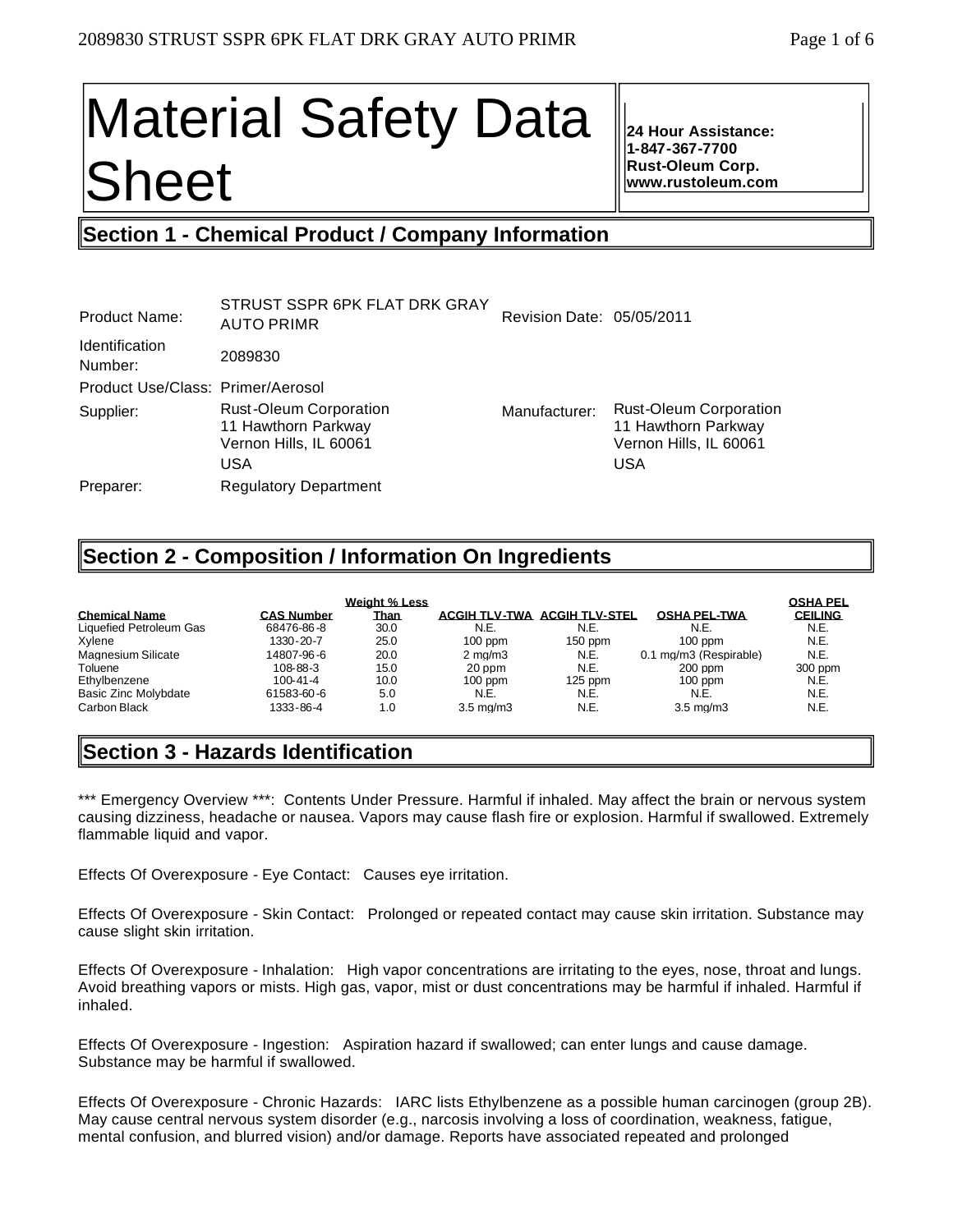# Material Safety Data Sheet

**24 Hour Assistance:**
**1-847-367-7700**
**Rust-Oleum Corp.**
**www.rustoleum.com**

## Section 1 - Chemical Product / Company Information

| | | | |
|---|---|---|---|
| Product Name: | STRUST SSPR 6PK FLAT DRK GRAY AUTO PRIMR | Revision Date: | 05/05/2011 |
| Identification Number: | 2089830 | | |
| Product Use/Class: | Primer/Aerosol | | |
| Supplier: | Rust-Oleum Corporation<br>11 Hawthorn Parkway<br>Vernon Hills, IL 60061<br>USA | Manufacturer: | Rust-Oleum Corporation<br>11 Hawthorn Parkway<br>Vernon Hills, IL 60061<br>USA |
| Preparer: | Regulatory Department | | |

## Section 2 - Composition / Information On Ingredients

| Chemical Name | CAS Number | Weight % Less Than | ACGIH TLV-TWA | ACGIH TLV-STEL | OSHA PEL-TWA | OSHA PEL CEILING |
|---|---|---|---|---|---|---|
| Liquefied Petroleum Gas | 68476-86-8 | 30.0 | N.E. | N.E. | N.E. | N.E. |
| Xylene | 1330-20-7 | 25.0 | 100 ppm | 150 ppm | 100 ppm | N.E. |
| Magnesium Silicate | 14807-96-6 | 20.0 | 2 mg/m3 | N.E. | 0.1 mg/m3 (Respirable) | N.E. |
| Toluene | 108-88-3 | 15.0 | 20 ppm | N.E. | 200 ppm | 300 ppm |
| Ethylbenzene | 100-41-4 | 10.0 | 100 ppm | 125 ppm | 100 ppm | N.E. |
| Basic Zinc Molybdate | 61583-60-6 | 5.0 | N.E. | N.E. | N.E. | N.E. |
| Carbon Black | 1333-86-4 | 1.0 | 3.5 mg/m3 | N.E. | 3.5 mg/m3 | N.E. |

## Section 3 - Hazards Identification

*** Emergency Overview ***: Contents Under Pressure. Harmful if inhaled. May affect the brain or nervous system causing dizziness, headache or nausea. Vapors may cause flash fire or explosion. Harmful if swallowed. Extremely flammable liquid and vapor.

Effects Of Overexposure - Eye Contact: Causes eye irritation.

Effects Of Overexposure - Skin Contact: Prolonged or repeated contact may cause skin irritation. Substance may cause slight skin irritation.

Effects Of Overexposure - Inhalation: High vapor concentrations are irritating to the eyes, nose, throat and lungs. Avoid breathing vapors or mists. High gas, vapor, mist or dust concentrations may be harmful if inhaled. Harmful if inhaled.

Effects Of Overexposure - Ingestion: Aspiration hazard if swallowed; can enter lungs and cause damage. Substance may be harmful if swallowed.

Effects Of Overexposure - Chronic Hazards: IARC lists Ethylbenzene as a possible human carcinogen (group 2B). May cause central nervous system disorder (e.g., narcosis involving a loss of coordination, weakness, fatigue, mental confusion, and blurred vision) and/or damage. Reports have associated repeated and prolonged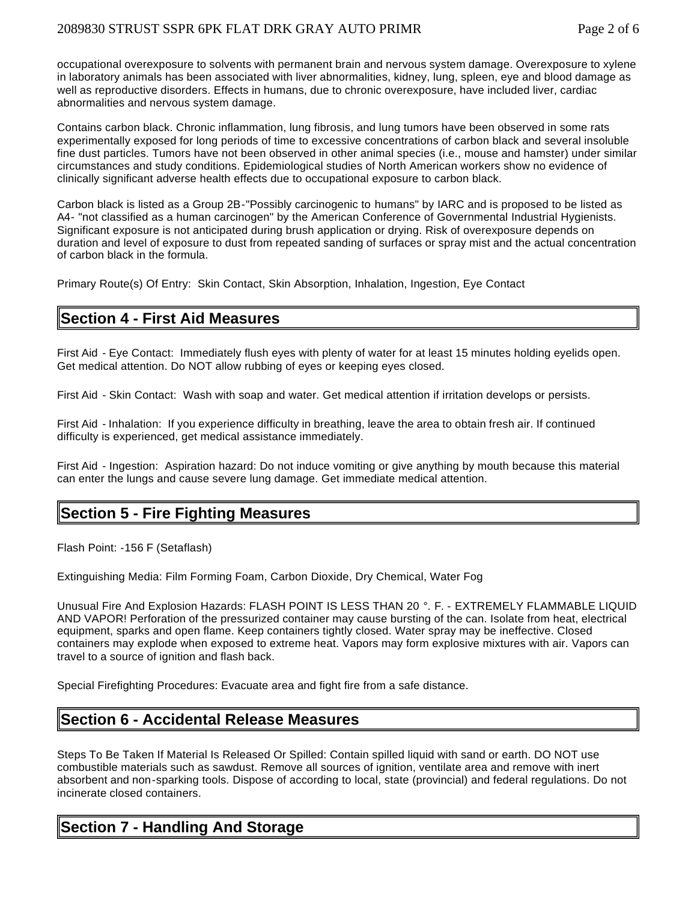occupational overexposure to solvents with permanent brain and nervous system damage. Overexposure to xylene in laboratory animals has been associated with liver abnormalities, kidney, lung, spleen, eye and blood damage as well as reproductive disorders. Effects in humans, due to chronic overexposure, have included liver, cardiac abnormalities and nervous system damage.

Contains carbon black. Chronic inflammation, lung fibrosis, and lung tumors have been observed in some rats experimentally exposed for long periods of time to excessive concentrations of carbon black and several insoluble fine dust particles. Tumors have not been observed in other animal species (i.e., mouse and hamster) under similar circumstances and study conditions. Epidemiological studies of North American workers show no evidence of clinically significant adverse health effects due to occupational exposure to carbon black.

Carbon black is listed as a Group 2B-"Possibly carcinogenic to humans" by IARC and is proposed to be listed as A4- "not classified as a human carcinogen" by the American Conference of Governmental Industrial Hygienists. Significant exposure is not anticipated during brush application or drying. Risk of overexposure depends on duration and level of exposure to dust from repeated sanding of surfaces or spray mist and the actual concentration of carbon black in the formula.

Primary Route(s) Of Entry: Skin Contact, Skin Absorption, Inhalation, Ingestion, Eye Contact

## Section 4 - First Aid Measures

First Aid - Eye Contact: Immediately flush eyes with plenty of water for at least 15 minutes holding eyelids open. Get medical attention. Do NOT allow rubbing of eyes or keeping eyes closed.

First Aid - Skin Contact: Wash with soap and water. Get medical attention if irritation develops or persists.

First Aid - Inhalation: If you experience difficulty in breathing, leave the area to obtain fresh air. If continued difficulty is experienced, get medical assistance immediately.

First Aid - Ingestion: Aspiration hazard: Do not induce vomiting or give anything by mouth because this material can enter the lungs and cause severe lung damage. Get immediate medical attention.

## Section 5 - Fire Fighting Measures

Flash Point: -156 F (Setaflash)

Extinguishing Media: Film Forming Foam, Carbon Dioxide, Dry Chemical, Water Fog

Unusual Fire And Explosion Hazards: FLASH POINT IS LESS THAN 20 °. F. - EXTREMELY FLAMMABLE LIQUID AND VAPOR! Perforation of the pressurized container may cause bursting of the can. Isolate from heat, electrical equipment, sparks and open flame. Keep containers tightly closed. Water spray may be ineffective. Closed containers may explode when exposed to extreme heat. Vapors may form explosive mixtures with air. Vapors can travel to a source of ignition and flash back.

Special Firefighting Procedures: Evacuate area and fight fire from a safe distance.

## Section 6 - Accidental Release Measures

Steps To Be Taken If Material Is Released Or Spilled: Contain spilled liquid with sand or earth. DO NOT use combustible materials such as sawdust. Remove all sources of ignition, ventilate area and remove with inert absorbent and non-sparking tools. Dispose of according to local, state (provincial) and federal regulations. Do not incinerate closed containers.

## Section 7 - Handling And Storage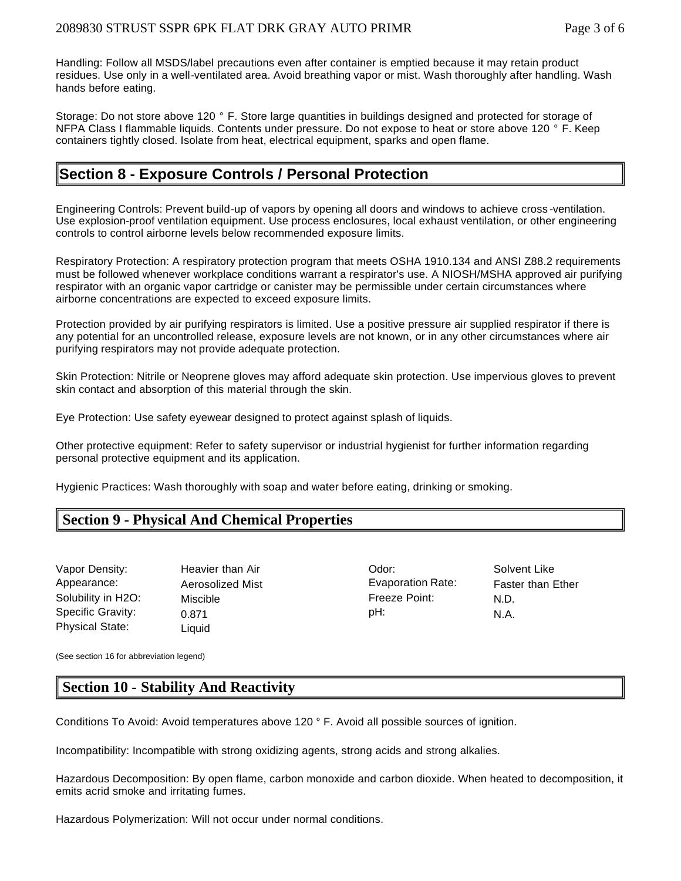Handling: Follow all MSDS/label precautions even after container is emptied because it may retain product residues. Use only in a well-ventilated area. Avoid breathing vapor or mist. Wash thoroughly after handling. Wash hands before eating.

Storage: Do not store above 120 ° F. Store large quantities in buildings designed and protected for storage of NFPA Class I flammable liquids. Contents under pressure. Do not expose to heat or store above 120 ° F. Keep containers tightly closed. Isolate from heat, electrical equipment, sparks and open flame.

## Section 8 - Exposure Controls / Personal Protection

Engineering Controls: Prevent build-up of vapors by opening all doors and windows to achieve cross-ventilation. Use explosion-proof ventilation equipment. Use process enclosures, local exhaust ventilation, or other engineering controls to control airborne levels below recommended exposure limits.

Respiratory Protection: A respiratory protection program that meets OSHA 1910.134 and ANSI Z88.2 requirements must be followed whenever workplace conditions warrant a respirator's use. A NIOSH/MSHA approved air purifying respirator with an organic vapor cartridge or canister may be permissible under certain circumstances where airborne concentrations are expected to exceed exposure limits.

Protection provided by air purifying respirators is limited. Use a positive pressure air supplied respirator if there is any potential for an uncontrolled release, exposure levels are not known, or in any other circumstances where air purifying respirators may not provide adequate protection.

Skin Protection: Nitrile or Neoprene gloves may afford adequate skin protection. Use impervious gloves to prevent skin contact and absorption of this material through the skin.

Eye Protection: Use safety eyewear designed to protect against splash of liquids.

Other protective equipment: Refer to safety supervisor or industrial hygienist for further information regarding personal protective equipment and its application.

Hygienic Practices: Wash thoroughly with soap and water before eating, drinking or smoking.

## Section 9 - Physical And Chemical Properties

| | | | |
|---|---|---|---|
| Vapor Density: | Heavier than Air | Odor: | Solvent Like |
| Appearance: | Aerosolized Mist | Evaporation Rate: | Faster than Ether |
| Solubility in H2O: | Miscible | Freeze Point: | N.D. |
| Specific Gravity: | 0.871 | pH: | N.A. |
| Physical State: | Liquid | | |

(See section 16 for abbreviation legend)

## Section 10 - Stability And Reactivity

Conditions To Avoid: Avoid temperatures above 120 ° F. Avoid all possible sources of ignition.

Incompatibility: Incompatible with strong oxidizing agents, strong acids and strong alkalies.

Hazardous Decomposition: By open flame, carbon monoxide and carbon dioxide. When heated to decomposition, it emits acrid smoke and irritating fumes.

Hazardous Polymerization: Will not occur under normal conditions.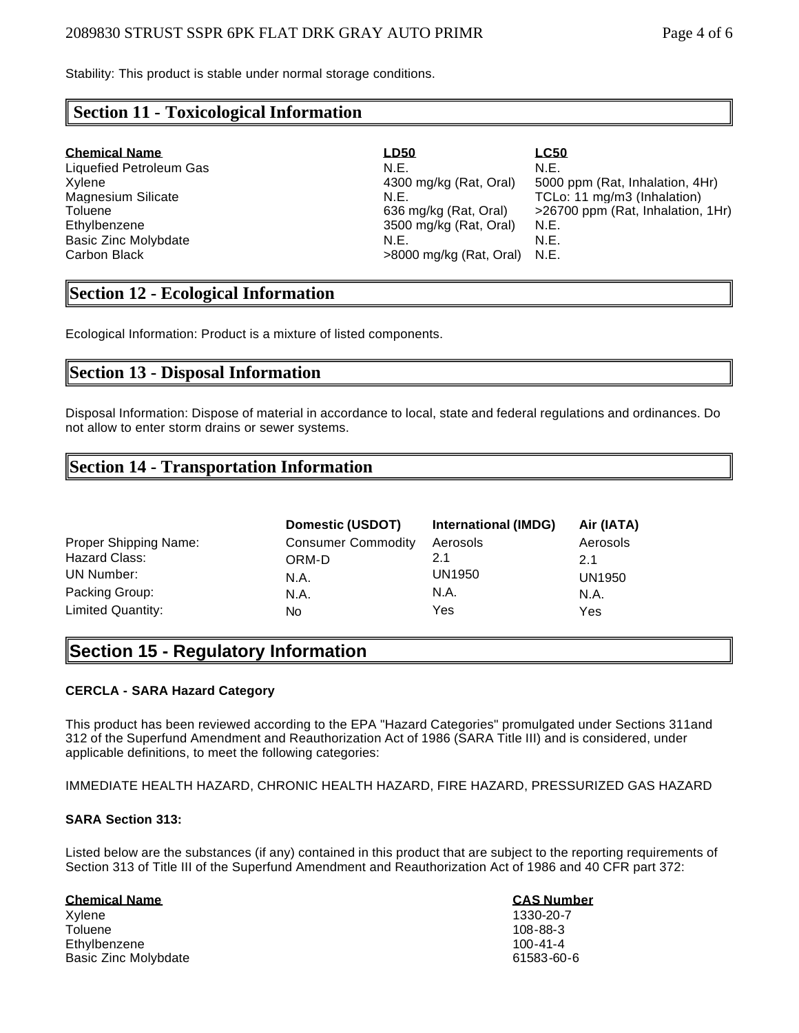Stability: This product is stable under normal storage conditions.

## Section 11 - Toxicological Information

| Chemical Name | LD50 | LC50 |
|---|---|---|
| Liquefied Petroleum Gas | N.E. | N.E. |
| Xylene | 4300 mg/kg (Rat, Oral) | 5000 ppm (Rat, Inhalation, 4Hr) |
| Magnesium Silicate | N.E. | TCLo: 11 mg/m3 (Inhalation) |
| Toluene | 636 mg/kg (Rat, Oral) | >26700 ppm (Rat, Inhalation, 1Hr) |
| Ethylbenzene | 3500 mg/kg (Rat, Oral) | N.E. |
| Basic Zinc Molybdate | N.E. | N.E. |
| Carbon Black | >8000 mg/kg (Rat, Oral) | N.E. |

## Section 12 - Ecological Information

Ecological Information: Product is a mixture of listed components.

## Section 13 - Disposal Information

Disposal Information: Dispose of material in accordance to local, state and federal regulations and ordinances. Do not allow to enter storm drains or sewer systems.

## Section 14 - Transportation Information

| | Domestic (USDOT) | International (IMDG) | Air (IATA) |
|---|---|---|---|
| Proper Shipping Name: | Consumer Commodity | Aerosols | Aerosols |
| Hazard Class: | ORM-D | 2.1 | 2.1 |
| UN Number: | N.A. | UN1950 | UN1950 |
| Packing Group: | N.A. | N.A. | N.A. |
| Limited Quantity: | No | Yes | Yes |

## Section 15 - Regulatory Information

**CERCLA - SARA Hazard Category**

This product has been reviewed according to the EPA "Hazard Categories" promulgated under Sections 311and 312 of the Superfund Amendment and Reauthorization Act of 1986 (SARA Title III) and is considered, under applicable definitions, to meet the following categories:

IMMEDIATE HEALTH HAZARD, CHRONIC HEALTH HAZARD, FIRE HAZARD, PRESSURIZED GAS HAZARD

**SARA Section 313:**

Listed below are the substances (if any) contained in this product that are subject to the reporting requirements of Section 313 of Title III of the Superfund Amendment and Reauthorization Act of 1986 and 40 CFR part 372:

| Chemical Name | CAS Number |
|---|---|
| Xylene | 1330-20-7 |
| Toluene | 108-88-3 |
| Ethylbenzene | 100-41-4 |
| Basic Zinc Molybdate | 61583-60-6 |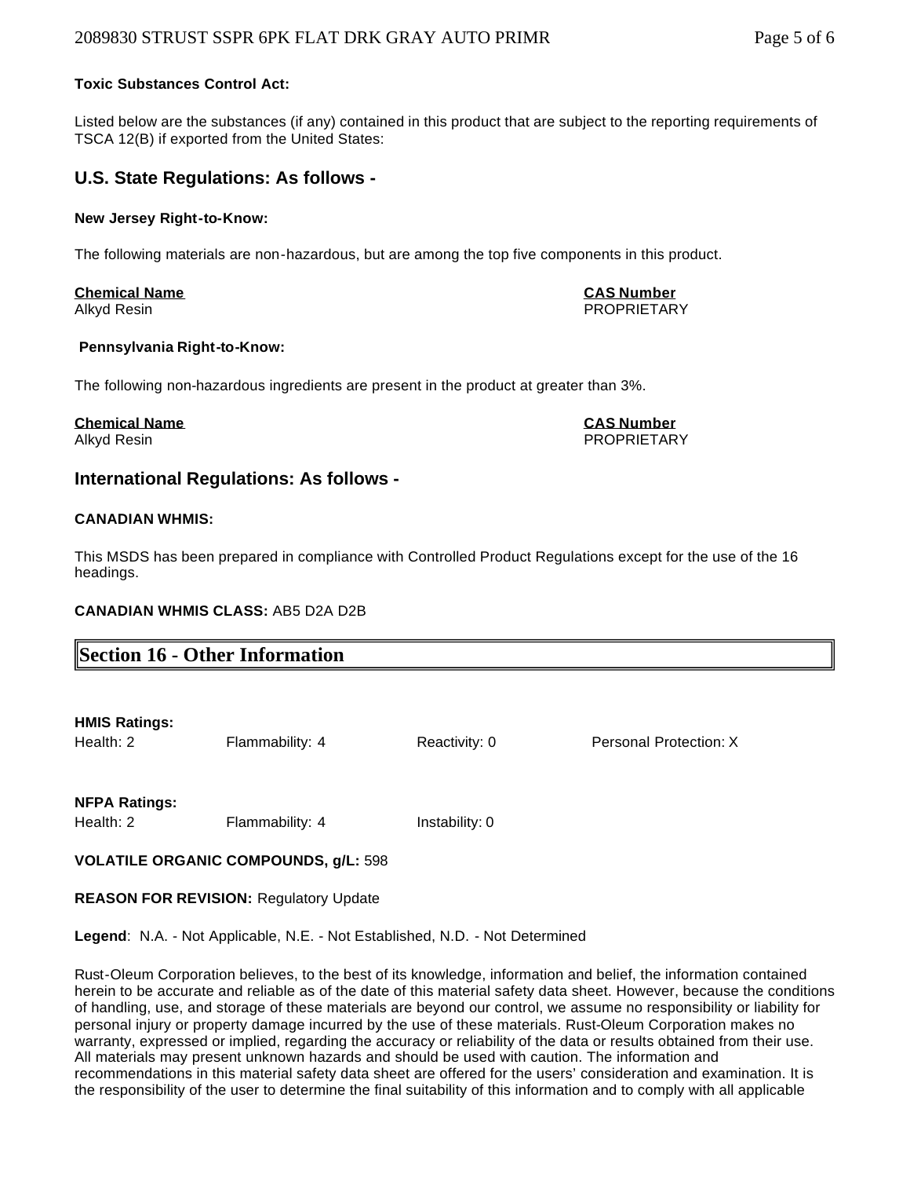**Toxic Substances Control Act:**

Listed below are the substances (if any) contained in this product that are subject to the reporting requirements of TSCA 12(B) if exported from the United States:

## U.S. State Regulations: As follows -

**New Jersey Right-to-Know:**

The following materials are non-hazardous, but are among the top five components in this product.

| Chemical Name | CAS Number |
| --- | --- |
| Alkyd Resin | PROPRIETARY |

**Pennsylvania Right-to-Know:**

The following non-hazardous ingredients are present in the product at greater than 3%.

| Chemical Name | CAS Number |
| --- | --- |
| Alkyd Resin | PROPRIETARY |

## International Regulations: As follows -

**CANADIAN WHMIS:**

This MSDS has been prepared in compliance with Controlled Product Regulations except for the use of the 16 headings.

**CANADIAN WHMIS CLASS:** AB5 D2A D2B

## Section 16 - Other Information

**HMIS Ratings:**

| Health: 2 | Flammability: 4 | Reactivity: 0 | Personal Protection: X |
| --- | --- | --- | --- |

**NFPA Ratings:**

| Health: 2 | Flammability: 4 | Instability: 0 |
| --- | --- | --- |

**VOLATILE ORGANIC COMPOUNDS, g/L:** 598

**REASON FOR REVISION:** Regulatory Update

**Legend**: N.A. - Not Applicable, N.E. - Not Established, N.D. - Not Determined

Rust-Oleum Corporation believes, to the best of its knowledge, information and belief, the information contained herein to be accurate and reliable as of the date of this material safety data sheet. However, because the conditions of handling, use, and storage of these materials are beyond our control, we assume no responsibility or liability for personal injury or property damage incurred by the use of these materials. Rust-Oleum Corporation makes no warranty, expressed or implied, regarding the accuracy or reliability of the data or results obtained from their use. All materials may present unknown hazards and should be used with caution. The information and recommendations in this material safety data sheet are offered for the users' consideration and examination. It is the responsibility of the user to determine the final suitability of this information and to comply with all applicable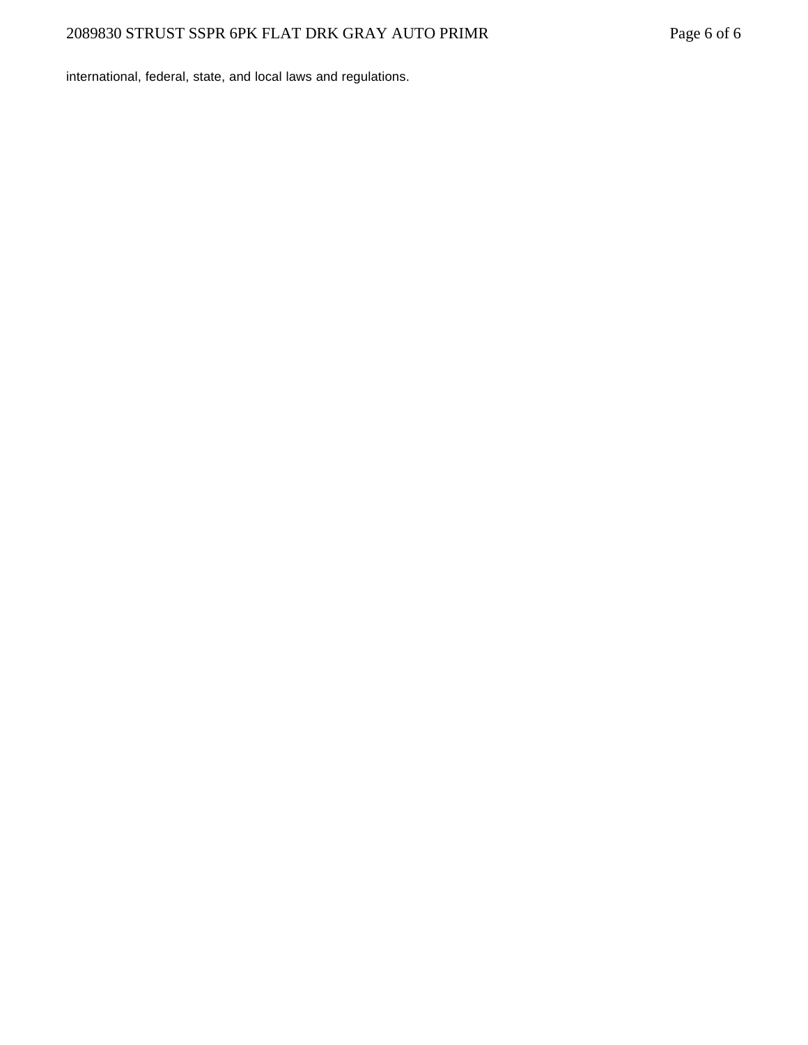international, federal, state, and local laws and regulations.